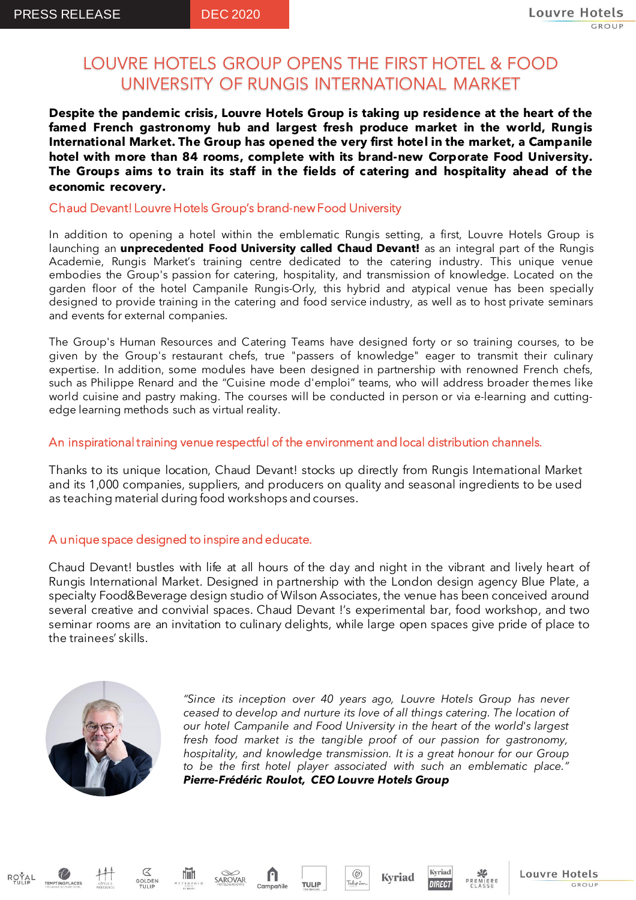PRESS RELEASE DEC 2020

# LOUVRE HOTELS GROUP OPENS THE FIRST HOTEL & FOOD UNIVERSITY OF RUNGIS INTERNATIONAL MARKET

**Despite the pandemic crisis, Louvre Hotels Group is taking up residence at the heart of the famed French gastronomy hub and largest fresh produce market in the world, Rungis International Market. The Group has opened the very first hotel in the market, a Campanile hotel with more than 84 rooms, complete with its brand-new Corporate Food University. The Groups aims to train its staff in the fields of catering and hospitality ahead of the economic recovery.**

## Chaud Devant! Louvre Hotels Group's brand-new Food University

In addition to opening a hotel within the emblematic Rungis setting, a first, Louvre Hotels Group is launching an **unprecedented Food University called Chaud Devant!** as an integral part of the Rungis Academie, Rungis Market's training centre dedicated to the catering industry. This unique venue embodies the Group's passion for catering, hospitality, and transmission of knowledge. Located on the garden floor of the hotel Campanile Rungis-Orly, this hybrid and atypical venue has been specially designed to provide training in the catering and food service industry, as well as to host private seminars and events for external companies.

The Group's Human Resources and Catering Teams have designed forty or so training courses, to be given by the Group's restaurant chefs, true "passers of knowledge" eager to transmit their culinary expertise. In addition, some modules have been designed in partnership with renowned French chefs, such as Philippe Renard and the "Cuisine mode d'emploi" teams, who will address broader themes like world cuisine and pastry making. The courses will be conducted in person or via e-learning and cutting-edge learning methods such as virtual reality.

## An inspirational training venue respectful of the environment and local distribution channels.

Thanks to its unique location, Chaud Devant! stocks up directly from Rungis International Market and its 1,000 companies, suppliers, and producers on quality and seasonal ingredients to be used as teaching material during food workshops and courses.

## A unique space designed to inspire and educate.

Chaud Devant! bustles with life at all hours of the day and night in the vibrant and lively heart of Rungis International Market. Designed in partnership with the London design agency Blue Plate, a specialty Food&Beverage design studio of Wilson Associates, the venue has been conceived around several creative and convivial spaces. Chaud Devant !'s experimental bar, food workshop, and two seminar rooms are an invitation to culinary delights, while large open spaces give pride of place to the trainees' skills.

*"Since its inception over 40 years ago, Louvre Hotels Group has never ceased to develop and nurture its love of all things catering. The location of our hotel Campanile and Food University in the heart of the world's largest fresh food market is the tangible proof of our passion for gastronomy, hospitality, and knowledge transmission. It is a great honour for our Group to be the first hotel player associated with such an emblematic place."*
***Pierre-Frédéric Roulot, CEO Louvre Hotels Group***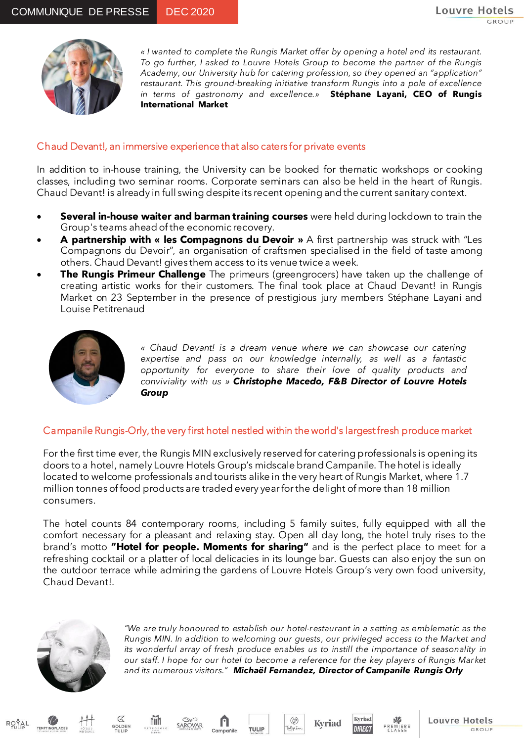*« I wanted to complete the Rungis Market offer by opening a hotel and its restaurant. To go further, I asked to Louvre Hotels Group to become the partner of the Rungis Academy, our University hub for catering profession, so they opened an "application" restaurant. This ground-breaking initiative transform Rungis into a pole of excellence in terms of gastronomy and excellence.»* **Stéphane Layani, CEO of Rungis International Market**

## Chaud Devant!, an immersive experience that also caters for private events

In addition to in-house training, the University can be booked for thematic workshops or cooking classes, including two seminar rooms. Corporate seminars can also be held in the heart of Rungis. Chaud Devant! is already in full swing despite its recent opening and the current sanitary context.

- **Several in-house waiter and barman training courses** were held during lockdown to train the Group's teams ahead of the economic recovery.
- **A partnership with « les Compagnons du Devoir »** A first partnership was struck with "Les Compagnons du Devoir", an organisation of craftsmen specialised in the field of taste among others. Chaud Devant! gives them access to its venue twice a week.
- **The Rungis Primeur Challenge** The primeurs (greengrocers) have taken up the challenge of creating artistic works for their customers. The final took place at Chaud Devant! in Rungis Market on 23 September in the presence of prestigious jury members Stéphane Layani and Louise Petitrenaud

*« Chaud Devant! is a dream venue where we can showcase our catering expertise and pass on our knowledge internally, as well as a fantastic opportunity for everyone to share their love of quality products and conviviality with us »* ***Christophe Macedo, F&B Director of Louvre Hotels Group***

## Campanile Rungis-Orly, the very first hotel nestled within the world's largest fresh produce market

For the first time ever, the Rungis MIN exclusively reserved for catering professionals is opening its doors to a hotel, namely Louvre Hotels Group's midscale brand Campanile. The hotel is ideally located to welcome professionals and tourists alike in the very heart of Rungis Market, where 1.7 million tonnes of food products are traded every year for the delight of more than 18 million consumers.

The hotel counts 84 contemporary rooms, including 5 family suites, fully equipped with all the comfort necessary for a pleasant and relaxing stay. Open all day long, the hotel truly rises to the brand's motto **"Hotel for people. Moments for sharing"** and is the perfect place to meet for a refreshing cocktail or a platter of local delicacies in its lounge bar. Guests can also enjoy the sun on the outdoor terrace while admiring the gardens of Louvre Hotels Group's very own food university, Chaud Devant!.

*"We are truly honoured to establish our hotel-restaurant in a setting as emblematic as the Rungis MIN. In addition to welcoming our guests, our privileged access to the Market and its wonderful array of fresh produce enables us to instill the importance of seasonality in our staff. I hope for our hotel to become a reference for the key players of Rungis Market and its numerous visitors."* ***Michaël Fernandez, Director of Campanile Rungis Orly***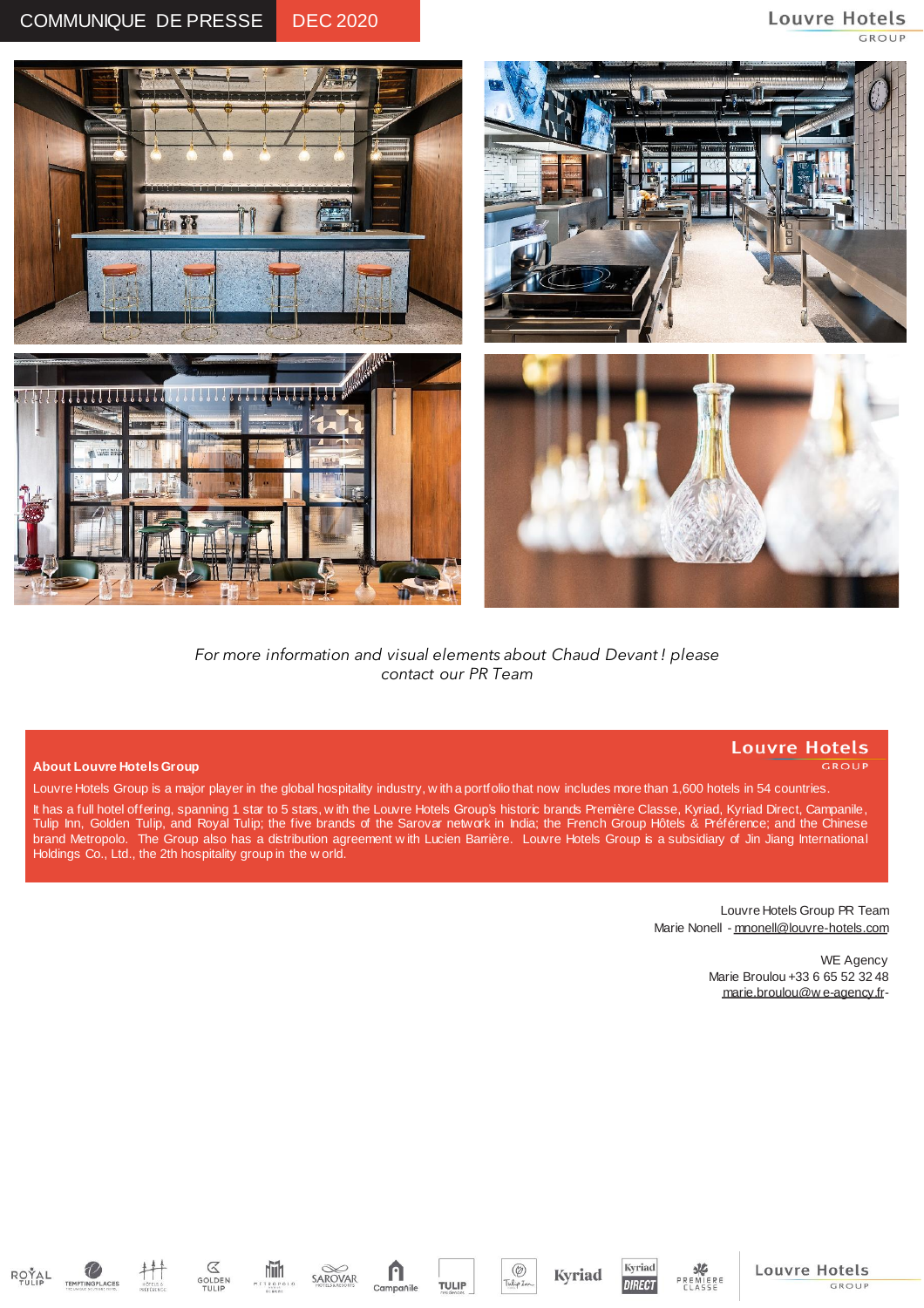*For more information and visual elements about Chaud Devant ! please contact our PR Team*

**About Louvre Hotels Group**

Louvre Hotels Group is a major player in the global hospitality industry, with a portfolio that now includes more than 1,600 hotels in 54 countries.

It has a full hotel offering, spanning 1 star to 5 stars, with the Louvre Hotels Group's historic brands Première Classe, Kyriad, Kyriad Direct, Campanile, Tulip Inn, Golden Tulip, and Royal Tulip; the five brands of the Sarovar network in India; the French Group Hôtels & Préférence; and the Chinese brand Metropolo. The Group also has a distribution agreement with Lucien Barrière. Louvre Hotels Group is a subsidiary of Jin Jiang International Holdings Co., Ltd., the 2th hospitality group in the world.

Louvre Hotels Group PR Team
Marie Nonell - mnonell@louvre-hotels.com

WE Agency
Marie Broulou +33 6 65 52 32 48
marie.broulou@we-agency.fr-